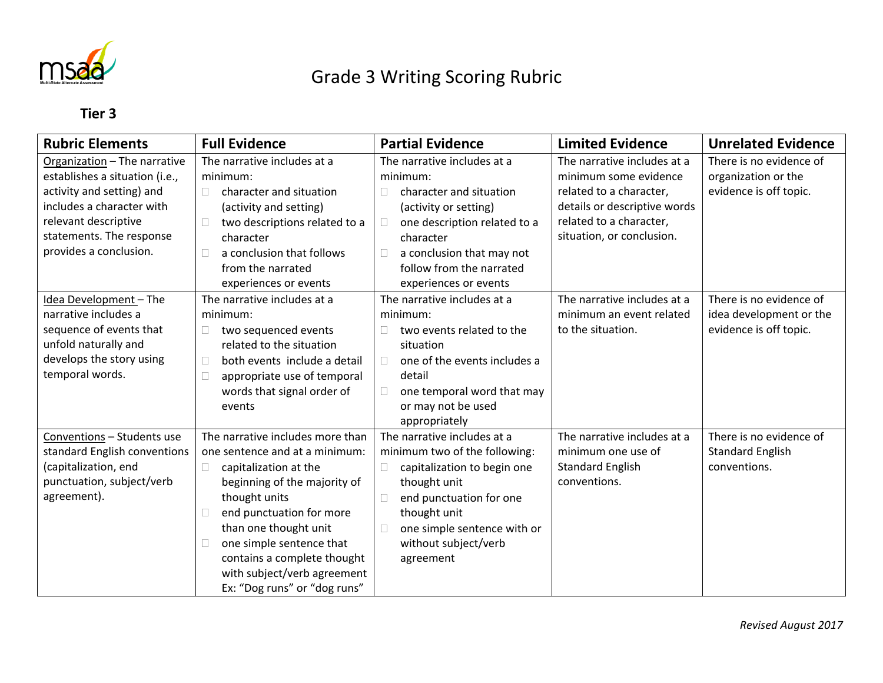# Grade 3 Writing Scoring Rubric

## Tier 3

| Rubric Elements | Full Evidence | Partial Evidence | Limited Evidence | Unrelated Evidence |
|---|---|---|---|---|
| Organization – The narrative establishes a situation (i.e., activity and setting) and includes a character with relevant descriptive statements. The response provides a conclusion. | The narrative includes at a minimum:<br>☐ character and situation (activity and setting)<br>☐ two descriptions related to a character<br>☐ a conclusion that follows from the narrated experiences or events | The narrative includes at a minimum:<br>☐ character and situation (activity or setting)<br>☐ one description related to a character<br>☐ a conclusion that may not follow from the narrated experiences or events | The narrative includes at a minimum some evidence related to a character, details or descriptive words related to a character, situation, or conclusion. | There is no evidence of organization or the evidence is off topic. |
| Idea Development – The narrative includes a sequence of events that unfold naturally and develops the story using temporal words. | The narrative includes at a minimum:<br>☐ two sequenced events related to the situation<br>☐ both events include a detail<br>☐ appropriate use of temporal words that signal order of events | The narrative includes at a minimum:<br>☐ two events related to the situation<br>☐ one of the events includes a detail<br>☐ one temporal word that may or may not be used appropriately | The narrative includes at a minimum an event related to the situation. | There is no evidence of idea development or the evidence is off topic. |
| Conventions – Students use standard English conventions (capitalization, end punctuation, subject/verb agreement). | The narrative includes more than one sentence and at a minimum:<br>☐ capitalization at the beginning of the majority of thought units<br>☐ end punctuation for more than one thought unit<br>☐ one simple sentence that contains a complete thought with subject/verb agreement Ex: "Dog runs" or "dog runs" | The narrative includes at a minimum two of the following:<br>☐ capitalization to begin one thought unit<br>☐ end punctuation for one thought unit<br>☐ one simple sentence with or without subject/verb agreement | The narrative includes at a minimum one use of Standard English conventions. | There is no evidence of Standard English conventions. |

*Revised August 2017*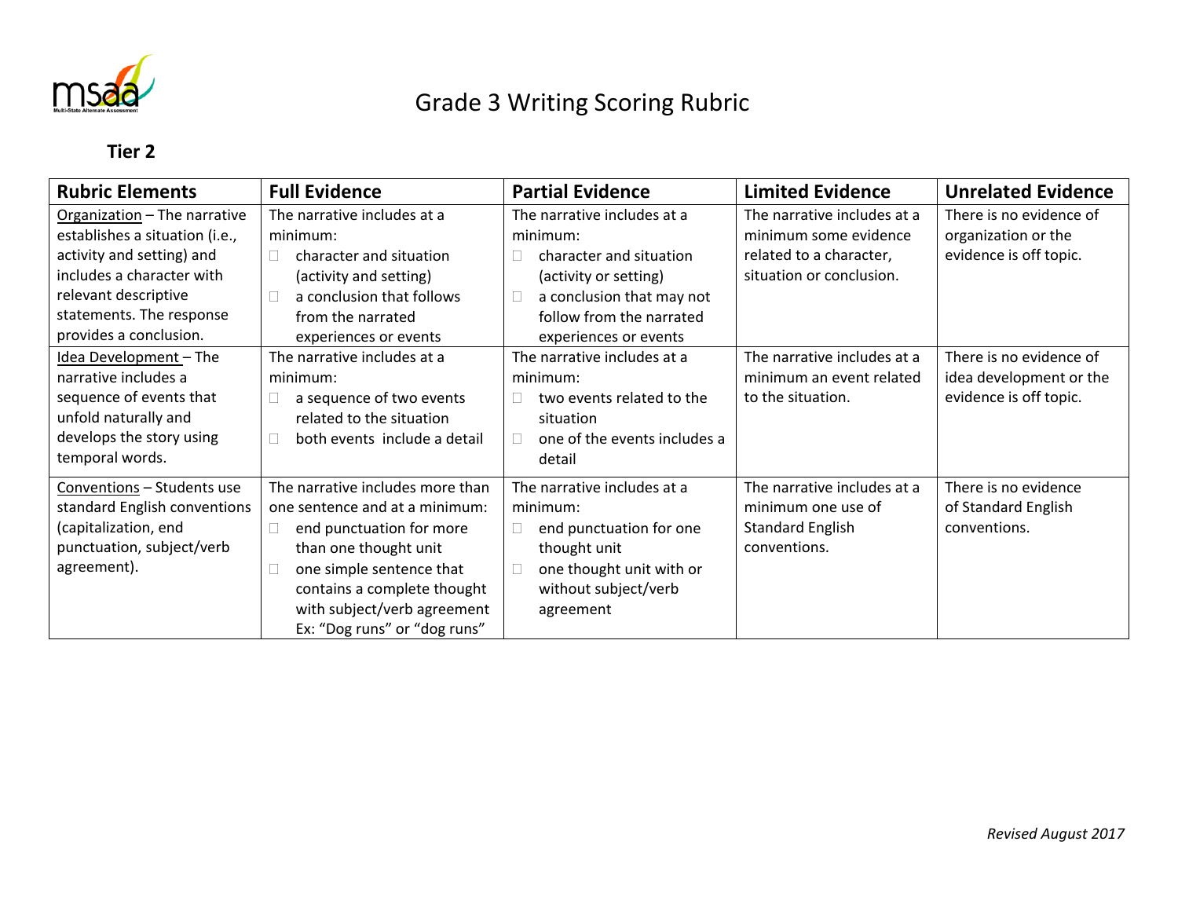# Grade 3 Writing Scoring Rubric

**Tier 2**

| Rubric Elements | Full Evidence | Partial Evidence | Limited Evidence | Unrelated Evidence |
|---|---|---|---|---|
| Organization – The narrative establishes a situation (i.e., activity and setting) and includes a character with relevant descriptive statements. The response provides a conclusion. | The narrative includes at a minimum:<br>□ character and situation (activity and setting)<br>□ a conclusion that follows from the narrated experiences or events | The narrative includes at a minimum:<br>□ character and situation (activity or setting)<br>□ a conclusion that may not follow from the narrated experiences or events | The narrative includes at a minimum some evidence related to a character, situation or conclusion. | There is no evidence of organization or the evidence is off topic. |
| Idea Development – The narrative includes a sequence of events that unfold naturally and develops the story using temporal words. | The narrative includes at a minimum:<br>□ a sequence of two events related to the situation<br>□ both events include a detail | The narrative includes at a minimum:<br>□ two events related to the situation<br>□ one of the events includes a detail | The narrative includes at a minimum an event related to the situation. | There is no evidence of idea development or the evidence is off topic. |
| Conventions – Students use standard English conventions (capitalization, end punctuation, subject/verb agreement). | The narrative includes more than one sentence and at a minimum:<br>□ end punctuation for more than one thought unit<br>□ one simple sentence that contains a complete thought with subject/verb agreement Ex: "Dog runs" or "dog runs" | The narrative includes at a minimum:<br>□ end punctuation for one thought unit<br>□ one thought unit with or without subject/verb agreement | The narrative includes at a minimum one use of Standard English conventions. | There is no evidence of Standard English conventions. |

*Revised August 2017*